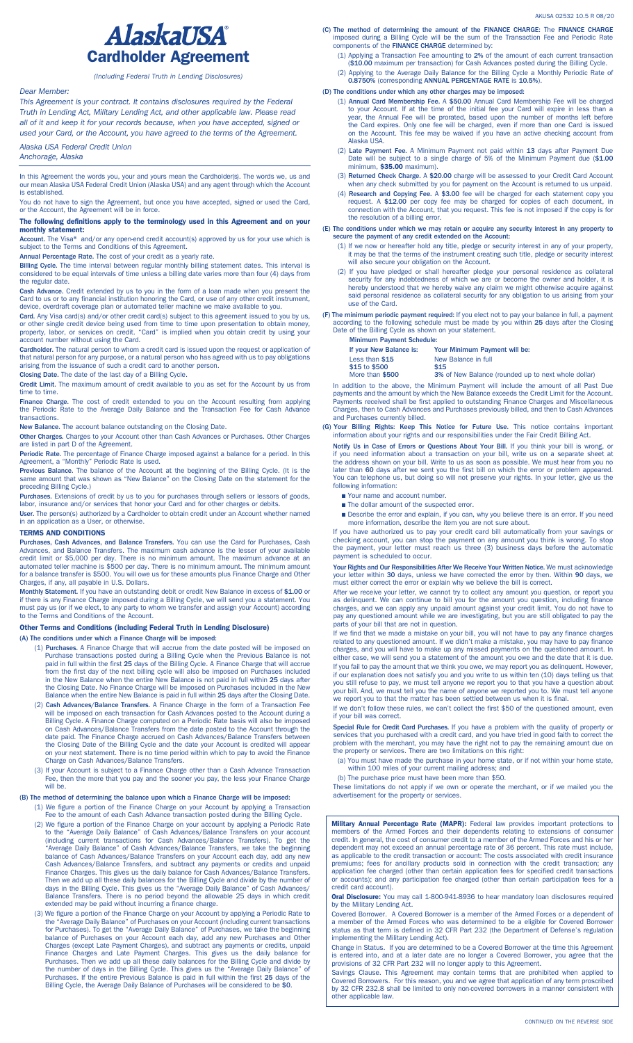# AlaskaUSA® Cardholder Agreement

*(Including Federal Truth in Lending Disclosures)*

*Dear Member:*

*This Agreement is your contract. It contains disclosures required by the Federal Truth in Lending Act, Military Lending Act, and other applicable law. Please read all of it and keep it for your records because, when you have accepted, signed or used your Card, or the Account, you have agreed to the terms of the Agreement.*

*Alaska USA Federal Credit Union*
*Anchorage, Alaska*

In this Agreement the words you, your and yours mean the Cardholder(s). The words we, us and our mean Alaska USA Federal Credit Union (Alaska USA) and any agent through which the Account is established.

You do not have to sign the Agreement, but once you have accepted, signed or used the Card, or the Account, the Agreement will be in force.

### The following definitions apply to the terminology used in this Agreement and on your monthly statement:

**Account.** The Visa® and/or any open-end credit account(s) approved by us for your use which is subject to the Terms and Conditions of this Agreement.

**Annual Percentage Rate.** The cost of your credit as a yearly rate.

**Billing Cycle.** The time interval between regular monthly billing statement dates. This interval is considered to be equal intervals of time unless a billing date varies more than four (4) days from the regular date.

**Cash Advance.** Credit extended by us to you in the form of a loan made when you present the Card to us or to any financial institution honoring the Card, or use of any other credit instrument, device, overdraft coverage plan or automated teller machine we make available to you.

**Card.** Any Visa card(s) and/or other credit card(s) subject to this agreement issued to you by us, or other single credit device being used from time to time upon presentation to obtain money, property, labor, or services on credit. "Card" is implied when you obtain credit by using your account number without using the Card.

**Cardholder.** The natural person to whom a credit card is issued upon the request or application of that natural person for any purpose, or a natural person who has agreed with us to pay obligations arising from the issuance of such a credit card to another person.

**Closing Date.** The date of the last day of a Billing Cycle.

**Credit Limit.** The maximum amount of credit available to you as set for the Account by us from time to time.

**Finance Charge.** The cost of credit extended to you on the Account resulting from applying the Periodic Rate to the Average Daily Balance and the Transaction Fee for Cash Advance transactions.

**New Balance.** The account balance outstanding on the Closing Date.

**Other Charges.** Charges to your Account other than Cash Advances or Purchases. Other Charges are listed in part D of the Agreement.

**Periodic Rate.** The percentage of Finance Charge imposed against a balance for a period. In this Agreement, a "Monthly" Periodic Rate is used.

**Previous Balance.** The balance of the Account at the beginning of the Billing Cycle. (It is the same amount that was shown as "New Balance" on the Closing Date on the statement for the preceding Billing Cycle.)

**Purchases.** Extensions of credit by us to you for purchases through sellers or lessors of goods, labor, insurance and/or services that honor your Card and for other charges or debits.

**User.** The person(s) authorized by a Cardholder to obtain credit under an Account whether named in an application as a User, or otherwise.

## TERMS AND CONDITIONS

**Purchases, Cash Advances, and Balance Transfers.** You can use the Card for Purchases, Cash Advances, and Balance Transfers. The maximum cash advance is the lesser of your available credit limit or $5,000 per day. There is no minimum amount. The maximum advance at an automated teller machine is $500 per day. There is no minimum amount. The minimum amount for a balance transfer is $500. You will owe us for these amounts plus Finance Charge and Other Charges, if any, all payable in U.S. Dollars.

**Monthly Statement.** If you have an outstanding debit or credit New Balance in excess of **$1.00** or if there is any Finance Charge imposed during a Billing Cycle, we will send you a statement. You must pay us (or if we elect, to any party to whom we transfer and assign your Account) according to the Terms and Conditions of the Account.

### Other Terms and Conditions (including Federal Truth in Lending Disclosure)

**(A) The conditions under which a Finance Charge will be imposed:**

(1) **Purchases.** A Finance Charge that will accrue from the date posted will be imposed on Purchase transactions posted during a Billing Cycle when the Previous Balance is not paid in full within the first **25** days of the Billing Cycle. A Finance Charge that will accrue from the first day of the next billing cycle will also be imposed on Purchases included in the New Balance when the entire New Balance is not paid in full within **25** days after the Closing Date. No Finance Charge will be imposed on Purchases included in the New Balance when the entire New Balance is paid in full within **25** days after the Closing Date.

(2) **Cash Advances/Balance Transfers.** A Finance Charge in the form of a Transaction Fee will be imposed on each transaction for Cash Advances posted to the Account during a Billing Cycle. A Finance Charge computed on a Periodic Rate basis will also be imposed on Cash Advances/Balance Transfers from the date posted to the Account through the date paid. The Finance Charge accrued on Cash Advances/Balance Transfers between the Closing Date of the Billing Cycle and the date your Account is credited will appear on your next statement. There is no time period within which to pay to avoid the Finance Charge on Cash Advances/Balance Transfers.

(3) If your Account is subject to a Finance Charge other than a Cash Advance Transaction Fee, then the more that you pay and the sooner you pay, the less your Finance Charge will be.

**(B) The method of determining the balance upon which a Finance Charge will be imposed:**

(1) We figure a portion of the Finance Charge on your Account by applying a Transaction Fee to the amount of each Cash Advance transaction posted during the Billing Cycle.

(2) We figure a portion of the Finance Charge on your account by applying a Periodic Rate to the "Average Daily Balance" of Cash Advances/Balance Transfers on your account (including current transactions for Cash Advances/Balance Transfers). To get the "Average Daily Balance" of Cash Advances/Balance Transfers, we take the beginning balance of Cash Advances/Balance Transfers on your Account each day, add any new Cash Advances/Balance Transfers, and subtract any payments or credits and unpaid Finance Charges. This gives us the daily balance for Cash Advances/Balance Transfers. Then we add up all these daily balances for the Billing Cycle and divide by the number of days in the Billing Cycle. This gives us the "Average Daily Balance" of Cash Advances/Balance Transfers. There is no period beyond the allowable 25 days in which credit extended may be paid without incurring a finance charge.

(3) We figure a portion of the Finance Charge on your Account by applying a Periodic Rate to the "Average Daily Balance" of Purchases on your account (including current transactions for Purchases). To get the "Average Daily Balance" of Purchases, we take the beginning balance of Purchases on your Account each day, add any new Purchases and Other Charges (except Late Payment Charges), and subtract any payments or credits, unpaid Finance Charges and Late Payment Charges. This gives us the daily balance for Purchases. Then we add up all these daily balances for the Billing Cycle and divide by the number of days in the Billing Cycle. This gives us the "Average Daily Balance" of Purchases. If the entire Previous Balance is paid in full within the first **25** days of the Billing Cycle, the Average Daily Balance of Purchases will be considered to be **$0**.

**(C) The method of determining the amount of the FINANCE CHARGE:** The **FINANCE CHARGE** imposed during a Billing Cycle will be the sum of the Transaction Fee and Periodic Rate components of the **FINANCE CHARGE** determined by:

(1) Applying a Transaction Fee amounting to **2%** of the amount of each current transaction (**$10.00** maximum per transaction) for Cash Advances posted during the Billing Cycle.

(2) Applying to the Average Daily Balance for the Billing Cycle a Monthly Periodic Rate of **0.8750%** (corresponding **ANNUAL PERCENTAGE RATE** is **10.5%**).

**(D) The conditions under which any other charges may be imposed:**

(1) **Annual Card Membership Fee.** A **$50.00** Annual Card Membership Fee will be charged to your Account. If at the time of the initial fee your Card will expire in less than a year, the Annual Fee will be prorated, based upon the number of months left before the Card expires. Only one fee will be charged, even if more than one Card is issued on the Account. This fee may be waived if you have an active checking account from Alaska USA.

(2) **Late Payment Fee.** A Minimum Payment not paid within **13** days after Payment Due Date will be subject to a single charge of 5% of the Minimum Payment due (**$1.00** minimum, **$35.00** maximum).

(3) **Returned Check Charge.** A **$20.00** charge will be assessed to your Credit Card Account when any check submitted by you for payment on the Account is returned to us unpaid.

(4) **Research and Copying Fee.** A **$3.00** fee will be charged for each statement copy you request. A **$12.00** per copy fee may be charged for copies of each document, in connection with the Account, that you request. This fee is not imposed if the copy is for the resolution of a billing error.

**(E) The conditions under which we may retain or acquire any security interest in any property to secure the payment of any credit extended on the Account:**

(1) If we now or hereafter hold any title, pledge or security interest in any of your property, it may be that the terms of the instrument creating such title, pledge or security interest will also secure your obligation on the Account.

(2) If you have pledged or shall hereafter pledge your personal residence as collateral security for any indebtedness of which we are or become the owner and holder, it is hereby understood that we hereby waive any claim we might otherwise acquire against said personal residence as collateral security for any obligation to us arising from your use of the Card.

**(F) The minimum periodic payment required:** If you elect not to pay your balance in full, a payment according to the following schedule must be made by you within **25** days after the Closing Date of the Billing Cycle as shown on your statement.

**Minimum Payment Schedule:**

| If your New Balance is: | Your Minimum Payment will be: |
|---|---|
| Less than **$15** | New Balance in full |
| **$15** to **$500** | **$15** |
| More than **$500** | **3%** of New Balance (rounded up to next whole dollar) |

In addition to the above, the Minimum Payment will include the amount of all Past Due payments and the amount by which the New Balance exceeds the Credit Limit for the Account. Payments received shall be first applied to outstanding Finance Charges and Miscellaneous Charges, then to Cash Advances and Purchases previously billed, and then to Cash Advances and Purchases currently billed.

**(G) Your Billing Rights: Keep This Notice for Future Use.** This notice contains important information about your rights and our responsibilities under the Fair Credit Billing Act.

**Notify Us in Case of Errors or Questions About Your Bill.** If you think your bill is wrong, or if you need information about a transaction on your bill, write us on a separate sheet at the address shown on your bill. Write to us as soon as possible. We must hear from you no later than **60** days after we sent you the first bill on which the error or problem appeared. You can telephone us, but doing so will not preserve your rights. In your letter, give us the following information:

- Your name and account number.
- The dollar amount of the suspected error.
- Describe the error and explain, if you can, why you believe there is an error. If you need more information, describe the item you are not sure about.

If you have authorized us to pay your credit card bill automatically from your savings or checking account, you can stop the payment on any amount you think is wrong. To stop the payment, your letter must reach us three (3) business days before the automatic payment is scheduled to occur.

**Your Rights and Our Responsibilities After We Receive Your Written Notice.** We must acknowledge your letter within **30** days, unless we have corrected the error by then. Within **90** days, we must either correct the error or explain why we believe the bill is correct.

After we receive your letter, we cannot try to collect any amount you question, or report you as delinquent. We can continue to bill you for the amount you question, including finance charges, and we can apply any unpaid amount against your credit limit. You do not have to pay any questioned amount while we are investigating, but you are still obligated to pay the parts of your bill that are not in question.

If we find that we made a mistake on your bill, you will not have to pay any finance charges related to any questioned amount. If we didn't make a mistake, you may have to pay finance charges, and you will have to make up any missed payments on the questioned amount. In either case, we will send you a statement of the amount you owe and the date that it is due. If you fail to pay the amount that we think you owe, we may report you as delinquent. However, if our explanation does not satisfy you and you write to us within ten (10) days telling us that you still refuse to pay, we must tell anyone we report you to that you have a question about your bill. And, we must tell you the name of anyone we reported you to. We must tell anyone we report you to that the matter has been settled between us when it is final.

If we don't follow these rules, we can't collect the first $50 of the questioned amount, even if your bill was correct.

**Special Rule for Credit Card Purchases.** If you have a problem with the quality of property or services that you purchased with a credit card, and you have tried in good faith to correct the problem with the merchant, you may have the right not to pay the remaining amount due on the property or services. There are two limitations on this right:

(a) You must have made the purchase in your home state, or if not within your home state, within 100 miles of your current mailing address; and

(b) The purchase price must have been more than $50.

These limitations do not apply if we own or operate the merchant, or if we mailed you the advertisement for the property or services.

**Military Annual Percentage Rate (MAPR):** Federal law provides important protections to members of the Armed Forces and their dependents relating to extensions of consumer credit. In general, the cost of consumer credit to a member of the Armed Forces and his or her dependent may not exceed an annual percentage rate of 36 percent. This rate must include, as applicable to the credit transaction or account: The costs associated with credit insurance premiums; fees for ancillary products sold in connection with the credit transaction; any application fee charged (other than certain application fees for specified credit transactions or accounts); and any participation fee charged (other than certain participation fees for a credit card account).

**Oral Disclosure:** You may call 1-800-941-8936 to hear mandatory loan disclosures required by the Military Lending Act.

Covered Borrower. A Covered Borrower is a member of the Armed Forces or a dependent of a member of the Armed Forces who was determined to be a eligible for Covered Borrower status as that term is defined in 32 CFR Part 232 (the Department of Defense's regulation implementing the Military Lending Act).

Change in Status. If you are determined to be a Covered Borrower at the time this Agreement is entered into, and at a later date are no longer a Covered Borrower, you agree that the provisions of 32 CFR Part 232 will no longer apply to this Agreement.

Savings Clause. This Agreement may contain terms that are prohibited when applied to Covered Borrowers. For this reason, you and we agree that application of any term proscribed by 32 CFR 232.8 shall be limited to only non-covered borrowers in a manner consistent with other applicable law.

CONTINUED ON THE REVERSE SIDE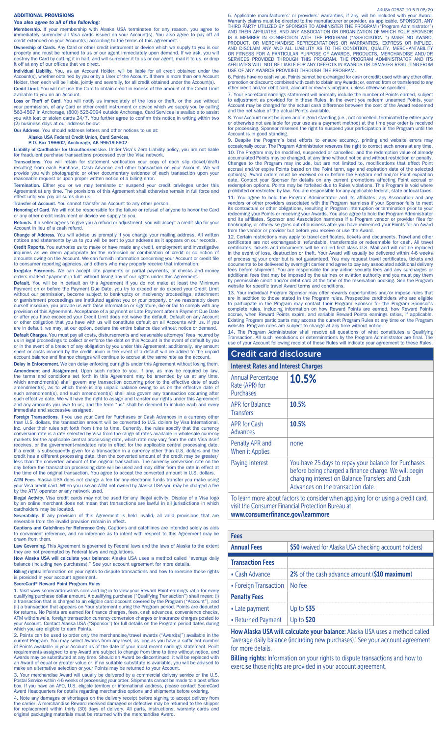## ADDITIONAL PROVISIONS

***You also agree to all of the following:***

**Membership.** If your membership with Alaska USA terminates for any reason, you agree to immediately surrender all Visa cards issued on your Account(s). You also agree to pay off all credit extended on your Account(s) according to the terms of this agreement.

**Ownership of Cards.** Any Card or other credit instrument or device which we supply to you is our property and must be returned to us or our agent immediately upon demand. If we ask, you will destroy the Card by cutting it in half, and will surrender it to us or our agent, mail it to us, or drop it off at any of our offices that we direct.

**Individual Liability.** You, as an Account Holder, will be liable for all credit obtained under the Account(s), whether obtained by you or by a User of the Account. If there is more than one Account Holder, then each will be liable, jointly and severally, for all credit obtained under the Account(s).

**Credit Limit.** You will not use the Card to obtain credit in excess of the amount of the Credit Limit available to you on an Account.

**Loss or Theft of Card.** You will notify us immediately of the loss or theft, or the use without your permission, of any Card or other credit instrument or device which we supply you by calling 563-4567 in Anchorage, (800) 525-9094 outside Anchorage. Card Services is available to assist you with lost or stolen cards 24/7. You further agree to confirm this notice in writing within two (2) business days at our address below:

**Our Address.** You should address letters and other notices to us at:

**Alaska USA Federal Credit Union, Card Services,**
**P.O. Box 196602, Anchorage, AK 99519-6602**

**Liability of Cardholder for Unauthorized Use.** Under Visa's Zero Liability policy, you are not liable for fraudulent purchase transactions processed over the Visa network.

**Transactions.** You will retain for statement verification your copy of each slip (ticket/draft) resulting from each Purchase, Cash Advance and other transaction on your Account. We will provide you with photographic or other documentary evidence of each transaction upon your reasonable request or upon proper written notice of a billing error.

**Termination.** Either you or we may terminate or suspend your credit privileges under this Agreement at any time. The provisions of this Agreement shall otherwise remain in full force and effect until you pay all sums due us.

**Transfer of Account.** You cannot transfer an Account to any other person.

**Honoring of Card.** We will not be responsible for the failure or refusal of anyone to honor the Card or any other credit instrument or device we supply to you.

**Refunds.** If a seller agrees to give you a refund or adjustment, you will accept a credit slip for your Account in lieu of a cash refund.

**Change of Address.** You will advise us promptly if you change your mailing address. All written notices and statements by us to you will be sent to your address as it appears on our records.

**Credit Reports.** You authorize us to make or have made any credit, employment and investigative inquiries as we deem appropriate for the extension or combination of credit or collection of amounts owing on the Account. We can furnish information concerning your Account or credit file to consumer reporting agencies, and others who may properly receive that information.

**Irregular Payments.** We can accept late payments or partial payments, or checks and money orders marked "payment in full" without losing any of our rights under this Agreement.

**Default.** You will be in default on this Agreement if you do not make at least the Minimum Payment on or before the Payment Due Date, you try to exceed or do exceed your Credit Limit without our permission, become subject to bankruptcy or insolvency proceedings, attachment or garnishment proceedings are instituted against you or your property, or we reasonably deem ourself insecure, you provide us with false information or signature, die or fail to comply with any provision of this Agreement. Acceptance of a payment or Late Payment after a Payment Due Date or after you have exceeded your Credit Limit does not waive the default. Default on any Account or other obligation that you have with us will constitute default on all Accounts with us. If you are in default, we may, at our option, declare the entire balance due without notice or demand.

**Default Charges.** You must pay all costs, disbursements and reasonable attorneys' fees incurred by us in legal proceedings to collect or enforce the debt on this Account in the event of default by you or in the event of a breach of any obligation by you under this Agreement; additionally, any amount spent or costs incurred by the credit union in the event of a default will be added to the unpaid account balance and finance charges will continue to accrue at the same rate as the account.

**Delay in Enforcement.** We can delay enforcing our rights under this Agreement without losing them.

**Amendment and Assignment.** Upon such notice to you, if any, as may be required by law, the terms and conditions set forth in this Agreement may be amended by us at any time, which amendment(s) shall govern any transaction occurring prior to the effective date of such amendment(s), as to which there is any unpaid balance owing to us on the effective date of such amendment(s), and such amendment(s) shall also govern any transaction occurring after such effective date. We will have the right to assign and transfer our rights under this Agreement and any amounts you owe to us; and the term "us" shall be deemed to include each and every immediate and successive assignee.

**Foreign Transactions.** If you use your Card for Purchases or Cash Advances in a currency other than U.S. dollars, the transaction amount will be converted to U.S. dollars by Visa International, Inc. under their rules set forth from time to time. Currently, the rules specify that the currency conversion rate is a rate selected by Visa from the range of rates available in wholesale currency markets for the applicable central processing date, which rate may vary from the rate Visa itself receives, or the government-mandated rate in effect for the applicable central processing date. If a credit is subsequently given for a transaction in a currency other than U.S. dollars and the credit has a different processing date, then the converted amount of the credit may be greater/less than the converted amount of the original transaction. The currency conversion rate on the day before the transaction processing date will be used and may differ from the rate in effect at the time of the original transaction. You agree to accept the converted amount in U.S. dollars.

**ATM Fees.** Alaska USA does not charge a fee for any electronic funds transfer you make using your Visa credit card. When you use an ATM not owned by Alaska USA you may be charged a fee by the ATM operator or any network used.

**Illegal Activity.** Visa credit cards may not be used for any illegal activity. Display of a Visa logo by an online merchant does not mean that transactions are lawful in all jurisdictions in which cardholders may be located.

**Severability.** If any provision of this Agreement is held invalid, all valid provisions that are severable from the invalid provision remain in effect.

**Captions and Catchlines for Reference Only.** Captions and catchlines are intended solely as aids to convenient reference, and no inference as to intent with respect to this Agreement may be drawn from them.

**Law Governing.** This Agreement is governed by Federal laws and the laws of Alaska to the extent they are not preempted by Federal laws and regulations.

**How Alaska USA will calculate your balance:** Alaska USA uses a method called "average daily balance (including new purchases)." See your account agreement for more details.

**Billing rights:** Information on your rights to dispute transactions and how to exercise those rights is provided in your account agreement.

**ScoreCard® Reward Point Program Rules**

1. Visit www.scorecardrewards.com and log in to view your Reward Point earnings ratio for every qualifying purchase dollar amount. A qualifying purchase ("Qualifying Transaction") shall mean: (i) a transaction that is charged to an eligible card account covered by the Program ("Account"), and (ii) a transaction that appears on Your statement during the Program period. Points are deducted for returns. No Points are earned for finance charges, fees, cash advances, convenience checks, ATM withdrawals, foreign transaction currency conversion charges or insurance charges posted to your Account. Contact Alaska USA ("Sponsor") for full details on the Program period dates during which you are eligible to earn Points.

2. Points can be used to order only the merchandise/travel awards ("Award(s)") available in the current Program. You may select Awards from any level, as long as you have a sufficient number of Points available in your Account as of the date of your most recent earnings statement. Point requirements assigned to any Award are subject to change from time to time without notice, and Awards may be substituted at any time. Should an Award be discontinued, it will be replaced with an Award of equal or greater value or, if no suitable substitute is available, you will be advised to make an alternative selection or your Points may be returned to your Account.

3. Your merchandise Award will usually be delivered by a commercial delivery service or the U.S. Postal Service within 4-6 weeks of processing your order. Shipments cannot be made to a post office box. If you have an APO, U.S. eligible territory or international address, please contact ScoreCard Award Headquarters for details regarding merchandise options and shipments before ordering.

4. Note any damages or shortages on the delivery receipt before signing to accept delivery from the carrier. A merchandise Reward received damaged or defective may be returned to the shipper for replacement within thirty (30) days of delivery. All parts, instructions, warranty cards and original packaging materials must be returned with the merchandise Award.

AKUSA 02532 10.5 R 08/20

5. Applicable manufacturers' or providers' warranties, if any, will be included with your Award. Warranty claims must be directed to the manufacturer or provider, as applicable. SPONSOR, ANY THIRD PARTY UTILIZED BY SPONSOR TO ADMINISTER THE PROGRAM ("Program Administrator") AND THEIR AFFILIATES, AND ANY ASSOCIATION OR ORGANIZATION OF WHICH YOUR SPONSOR IS A MEMBER IN CONNECTION WITH THE PROGRAM ("ASSOCIATION ") MAKE NO AWARD, PRODUCT, OR MERCHANDISE REPRESENTATIONS OR WARRANTIES, EXPRESS OR IMPLIED, AND DISCLAIM ANY AND ALL LIABILITY AS TO THE CONDITION, QUALITY, MERCHANTABILITY OR FITNESS FOR A PARTICULAR PURPOSE OF AWARDS, PRODUCTS, MERCHANDISE AND/OR SERVICES PROVIDED THROUGH THIS PROGRAM. THE PROGRAM ADMINISTRATOR AND ITS AFFILIATES WILL NOT BE LIABLE FOR ANY DEFECTS IN AWARDS OR DAMAGES RESULTING FROM USE OF ANY AWARDS PROVIDED THROUGH THE PROGRAM.

6. Points have no cash value. Points cannot be exchanged for cash or credit; used with any other offer, promotion or discount; combined with cash to obtain any Awards; or, earned from or transferred to any other credit and/or debit card, account or rewards program, unless otherwise specified.

7. Your ScoreCard earnings statement will normally include the number of Points earned, subject to adjustment as provided for in these Rules. In the event you redeem unearned Points, your Account may be charged for the actual cash difference between the cost of the Award redeemed and the net value of the actual Points available.

8. Your Account must be open and in good standing (i.e., not cancelled, terminated by either party or otherwise not available for your use as a payment method) at the time your order is received for processing. Sponsor reserves the right to suspend your participation in the Program until the Account is in good standing.

9. Despite the Program's best efforts to ensure accuracy, printing and website errors may occasionally occur. The Program Administrator reserves the right to correct such errors at any time.

10. The Program may be modified, suspended or cancelled, and the redemption value of already accumulated Points may be changed, at any time without notice and without restriction or penalty. Changes to the Program may include, but are not limited to, modifications that affect Point accrual and/or expire Points based on the Point term, age and expiration date of the selected option(s). Award orders must be received on or before the Program end and/or Point expiration date. Contact your Sponsor for details on any current promotions affecting Point accrual or redemption options. Points may be forfeited due to Rules violations. This Program is void where prohibited or restricted by law. You are responsible for any applicable federal, state or local taxes.

11. You agree to hold the Program Administrator and its affiliates, any Association and any vendors or other providers associated with the Program harmless if your Sponsor fails to meet its contractual or other obligations, resulting in Program interruption or termination prior to your redeeming your Points or receiving your Awards. You also agree to hold the Program Administrator and its affiliates, Sponsor and Association harmless if a Program vendor or provider files for bankruptcy, or otherwise goes out of business after you have redeemed your Points for an Award from the vendor or provider but before you receive or use the Award.

12. Certain restrictions may apply to travel certificates, tickets and documents. Travel and other certificates are not exchangeable, refundable, transferrable or redeemable for cash. All travel certificates, tickets and documents will be mailed first class U.S. Mail and will not be replaced in the event of loss, destruction or theft. Your Award will usually be delivered within 4-6 weeks of processing your order but is not guaranteed. You may request travel certificates, tickets and documents to be delivered by overnight carrier and agree to pay any associated additional delivery fees before shipment. You are responsible for any airline security fees and any surcharges or additional fees that may be imposed by the airlines or aviation authority and you must pay them by permissible credit and/or debit card at the time of the reservation booking. See the Program website for specific travel Award terms and conditions.

13. Your individual Program Sponsor may offer rewards opportunities and/or impose rules that are in addition to those stated in the Program rules. Prospective cardholders who are eligible to participate in the Program may contact their Program Sponsor for the Program Sponsor's complete rules, including information on how Reward Points are earned, how Reward Points accrue, when Reward Points expire, and variable Reward Points earnings ratios, if applicable. Existing Program participants may access the current Program Rules at any time on the Program website. Program rules are subject to change at any time without notice.

14. The Program Administrator shall resolve all questions of what constitutes a Qualifying Transaction. All such resolutions or determinations by the Program Administrator are final. The use of your Account following receipt of these Rules will indicate your agreement to these Rules.

# Credit card disclosure

| **Interest Rates and Interest Charges** | |
|---|---|
| Annual Percentage Rate (APR) for Purchases | **10.5%** |
| APR for Balance Transfers | **10.5%** |
| APR for Cash Advances | **10.5%** |
| Penalty APR and When it Applies | none |
| Paying Interest | You have 25 days to repay your balance for Purchases before being charged a finance charge. We will begin charging interest on Balance Transfers and Cash Advances on the transaction date. |

To learn more about factors to consider when applying for or using a credit card, visit the Consumer Financial Protection Bureau at
**www.consumerfinance.gov/learnmore**

| **Fees** | |
|---|---|
| **Annual Fees** | **$50** (waived for Alaska USA checking account holders) |
| **Transaction Fees** | |
| • Cash Advance | **2%** of the cash advance amount (**$10 maximum**) |
| • Foreign Transaction | No fee |
| **Penalty Fees** | |
| • Late payment | Up to **$35** |
| • Returned Payment | Up to **$20** |

**How Alaska USA will calculate your balance:** Alaska USA uses a method called "average daily balance (including new purchases)." See your account agreement for more details.

**Billing rights:** Information on your rights to dispute transactions and how to exercise those rights are provided in your account agreement.